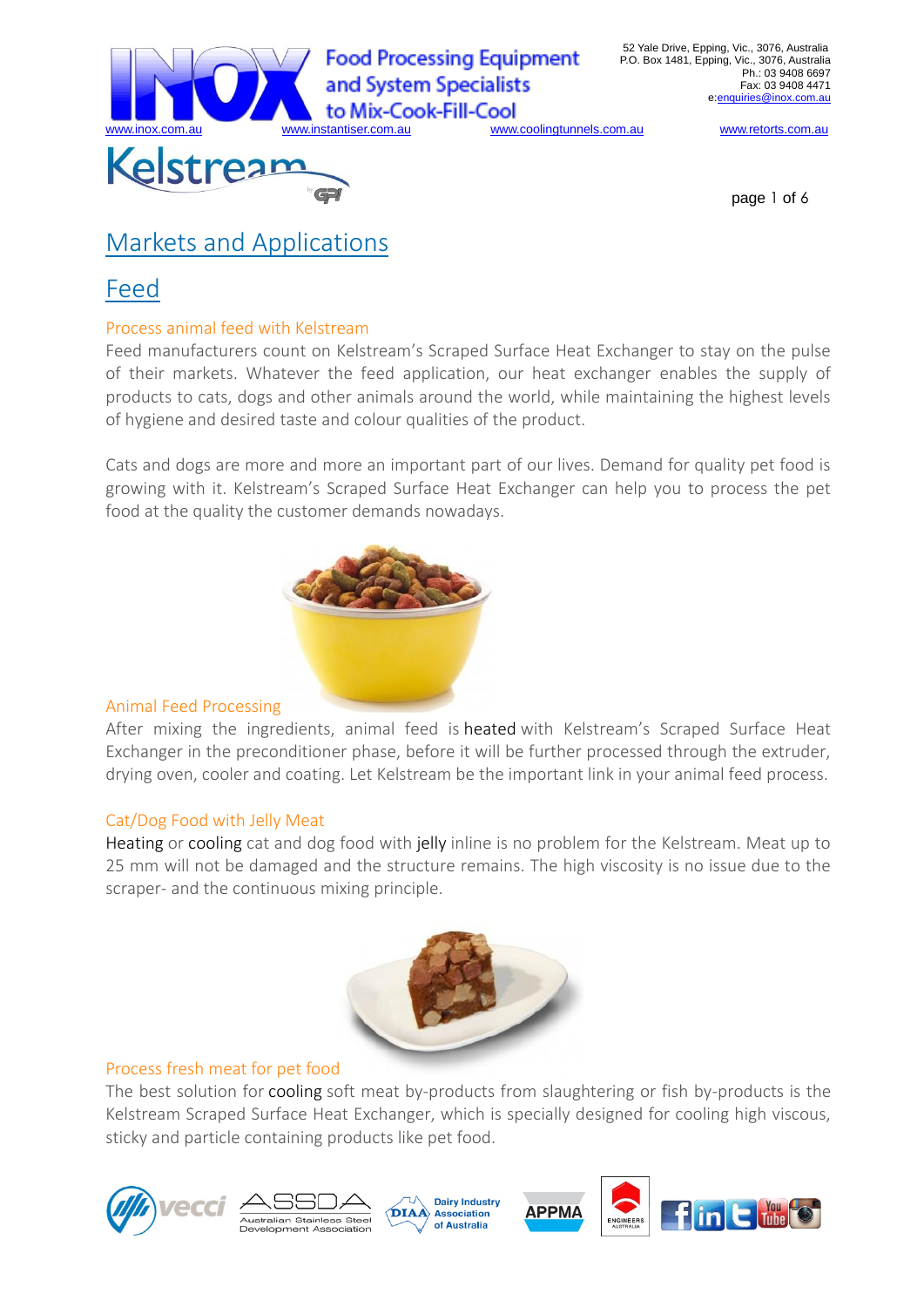# Markets and Applications

## Feed

### Process animal feed with Kelstream

Feed manufacturers count on Kelstream's Scraped Surface Heat Exchanger to stay on the pulse of their markets. Whatever the feed application, our heat exchanger enables the supply of products to cats, dogs and other animals around the world, while maintaining the highest levels of hygiene and desired taste and colour qualities of the product.

Cats and dogs are more and more an important part of our lives. Demand for quality pet food is growing with it. Kelstream's Scraped Surface Heat Exchanger can help you to process the pet food at the quality the customer demands nowadays.

### Animal Feed Processing

After mixing the ingredients, animal feed is heated with Kelstream's Scraped Surface Heat Exchanger in the preconditioner phase, before it will be further processed through the extruder, drying oven, cooler and coating. Let Kelstream be the important link in your animal feed process.

### Cat/Dog Food with Jelly Meat

Heating or cooling cat and dog food with jelly inline is no problem for the Kelstream. Meat up to 25 mm will not be damaged and the structure remains. The high viscosity is no issue due to the scraper- and the continuous mixing principle.

### Process fresh meat for pet food

The best solution for cooling soft meat by-products from slaughtering or fish by-products is the Kelstream Scraped Surface Heat Exchanger, which is specially designed for cooling high viscous, sticky and particle containing products like pet food.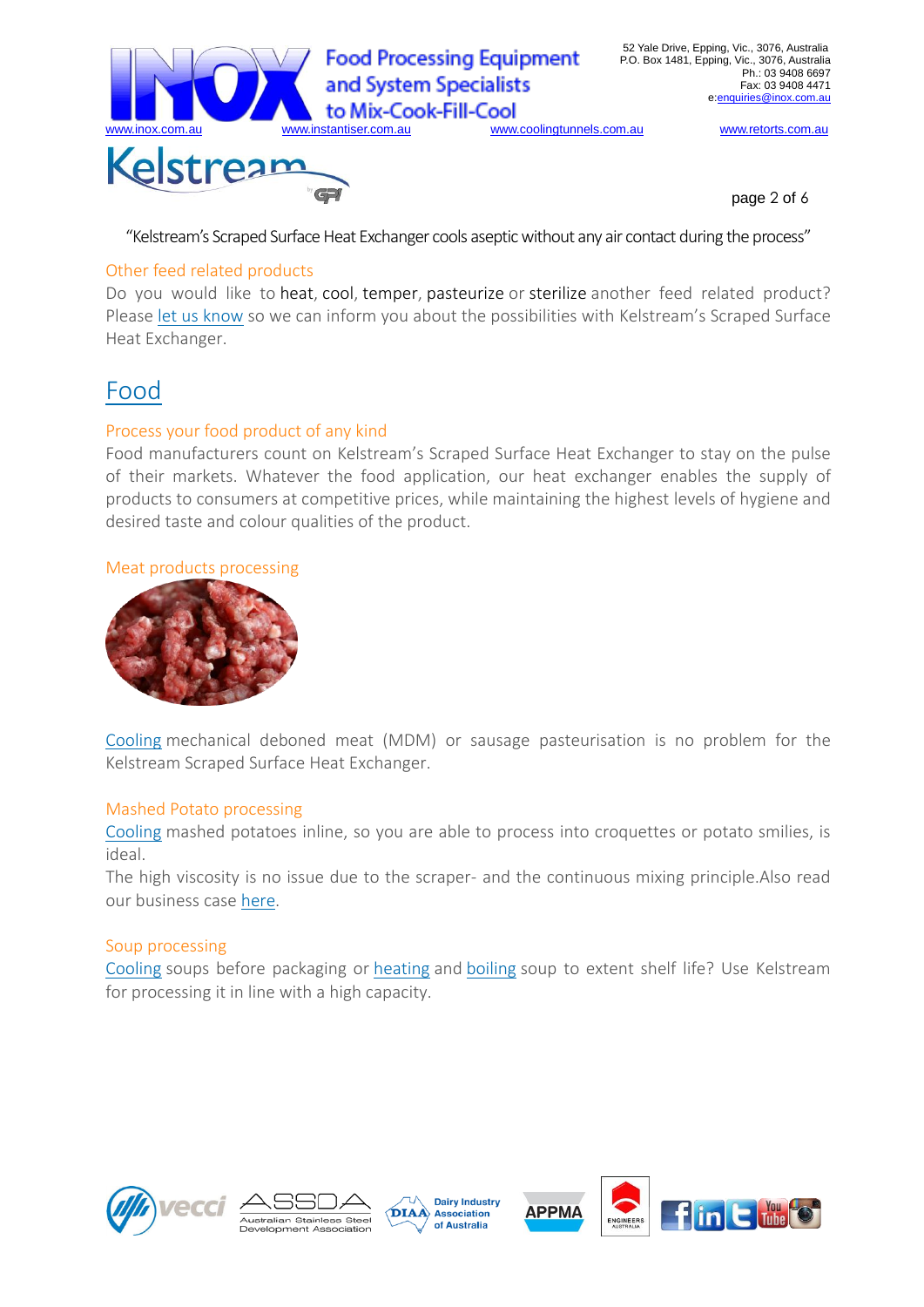"Kelstream's Scraped Surface Heat Exchanger cools aseptic without any air contact during the process"

### Other feed related products

Do you would like to heat, cool, temper, pasteurize or sterilize another feed related product? Please let us know so we can inform you about the possibilities with Kelstream's Scraped Surface Heat Exchanger.

## Food

### Process your food product of any kind

Food manufacturers count on Kelstream's Scraped Surface Heat Exchanger to stay on the pulse of their markets. Whatever the food application, our heat exchanger enables the supply of products to consumers at competitive prices, while maintaining the highest levels of hygiene and desired taste and colour qualities of the product.

### Meat products processing

Cooling mechanical deboned meat (MDM) or sausage pasteurisation is no problem for the Kelstream Scraped Surface Heat Exchanger.

### Mashed Potato processing

Cooling mashed potatoes inline, so you are able to process into croquettes or potato smilies, is ideal.

The high viscosity is no issue due to the scraper- and the continuous mixing principle.Also read our business case here.

### Soup processing

Cooling soups before packaging or heating and boiling soup to extent shelf life? Use Kelstream for processing it in line with a high capacity.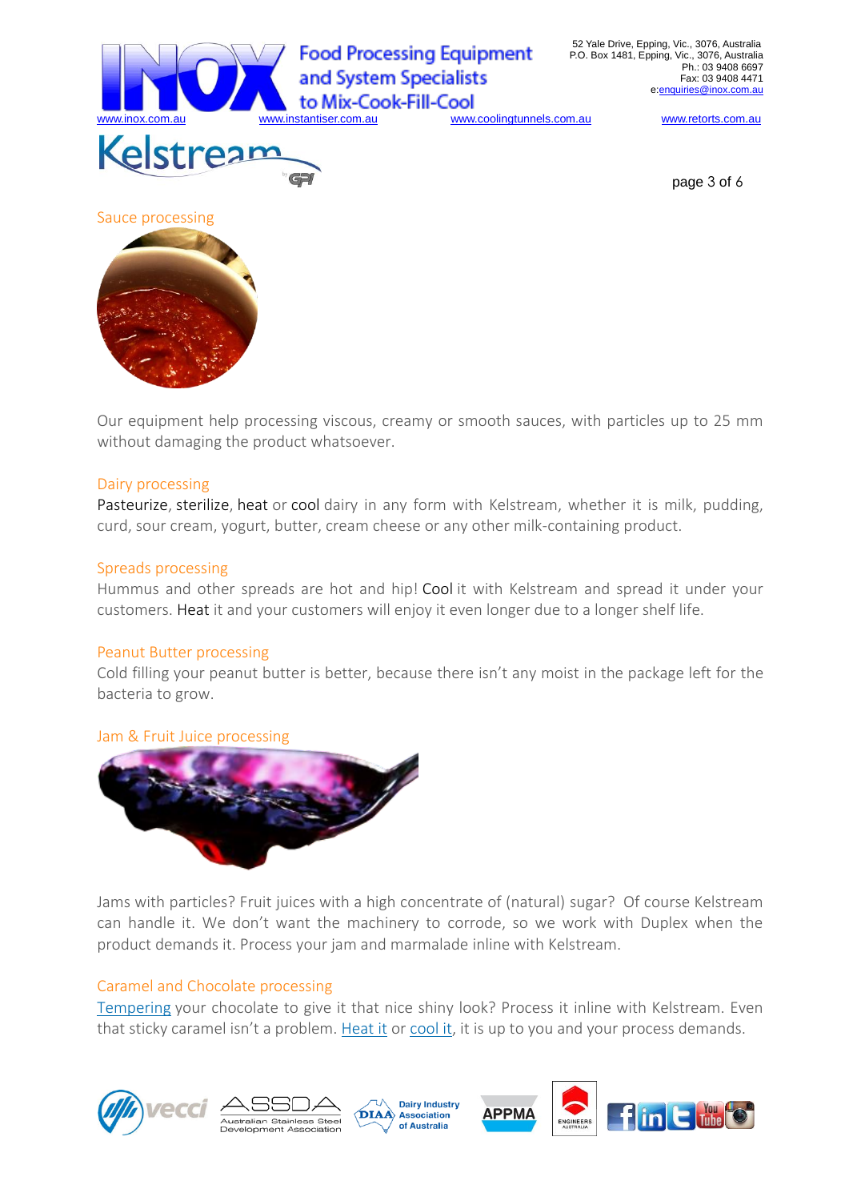## Sauce processing

Our equipment help processing viscous, creamy or smooth sauces, with particles up to 25 mm without damaging the product whatsoever.

## Dairy processing

Pasteurize, sterilize, heat or cool dairy in any form with Kelstream, whether it is milk, pudding, curd, sour cream, yogurt, butter, cream cheese or any other milk-containing product.

## Spreads processing

Hummus and other spreads are hot and hip! Cool it with Kelstream and spread it under your customers. Heat it and your customers will enjoy it even longer due to a longer shelf life.

## Peanut Butter processing

Cold filling your peanut butter is better, because there isn't any moist in the package left for the bacteria to grow.

## Jam & Fruit Juice processing

Jams with particles? Fruit juices with a high concentrate of (natural) sugar? Of course Kelstream can handle it. We don't want the machinery to corrode, so we work with Duplex when the product demands it. Process your jam and marmalade inline with Kelstream.

## Caramel and Chocolate processing

Tempering your chocolate to give it that nice shiny look? Process it inline with Kelstream. Even that sticky caramel isn't a problem. Heat it or cool it, it is up to you and your process demands.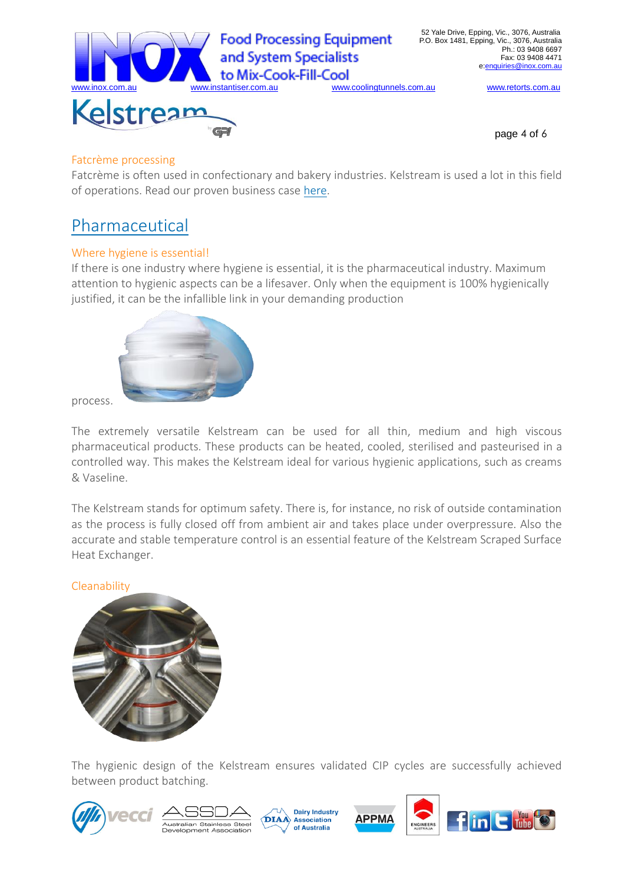### Fatcrème processing

Fatcrème is often used in confectionary and bakery industries. Kelstream is used a lot in this field of operations. Read our proven business case here.

## Pharmaceutical

### Where hygiene is essential!

If there is one industry where hygiene is essential, it is the pharmaceutical industry. Maximum attention to hygienic aspects can be a lifesaver. Only when the equipment is 100% hygienically justified, it can be the infallible link in your demanding production

process.

The extremely versatile Kelstream can be used for all thin, medium and high viscous pharmaceutical products. These products can be heated, cooled, sterilised and pasteurised in a controlled way. This makes the Kelstream ideal for various hygienic applications, such as creams & Vaseline.

The Kelstream stands for optimum safety. There is, for instance, no risk of outside contamination as the process is fully closed off from ambient air and takes place under overpressure. Also the accurate and stable temperature control is an essential feature of the Kelstream Scraped Surface Heat Exchanger.

### Cleanability

The hygienic design of the Kelstream ensures validated CIP cycles are successfully achieved between product batching.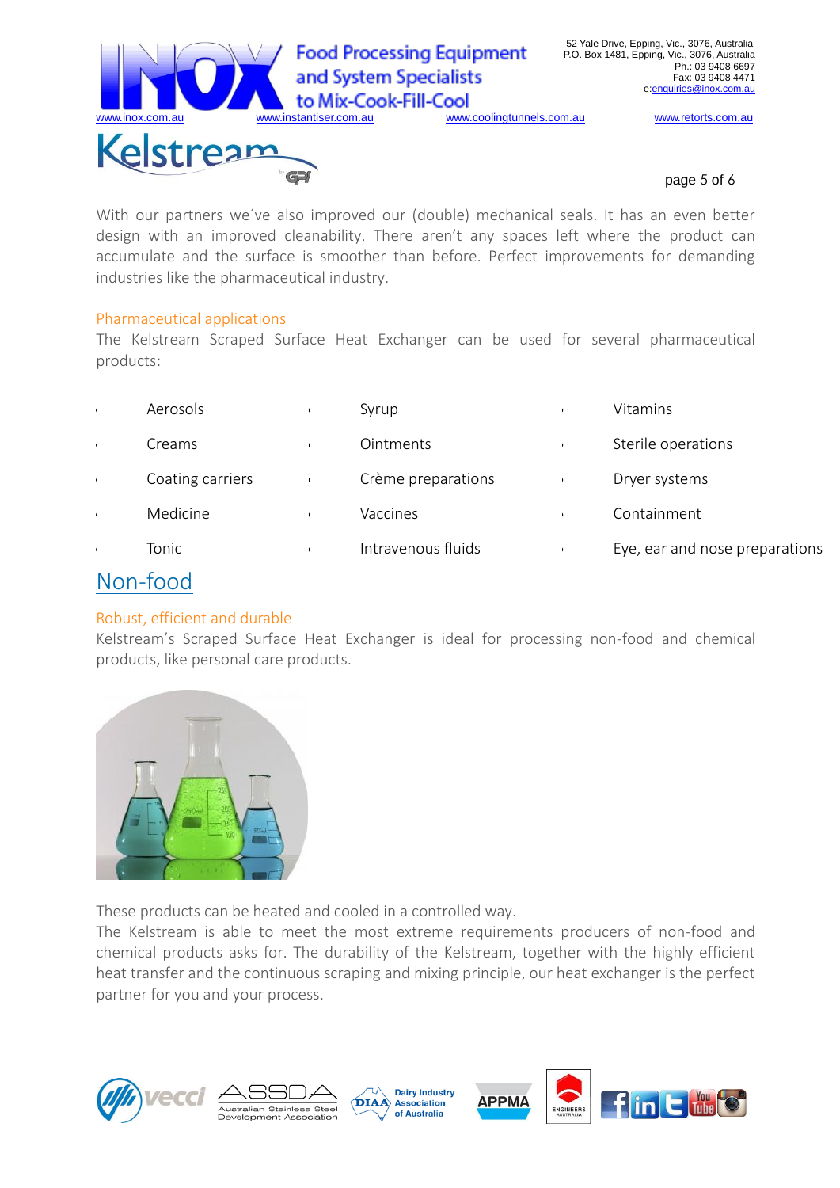With our partners we´ve also improved our (double) mechanical seals. It has an even better design with an improved cleanability. There aren’t any spaces left where the product can accumulate and the surface is smoother than before. Perfect improvements for demanding industries like the pharmaceutical industry.

### Pharmaceutical applications

The Kelstream Scraped Surface Heat Exchanger can be used for several pharmaceutical products:

- Aerosols
- Syrup
- Vitamins
- Creams
- Ointments
- Sterile operations
- Coating carriers
- Crème preparations
- Dryer systems
- Medicine
- Vaccines
- Containment
- Tonic
- Intravenous fluids
- Eye, ear and nose preparations

## Non-food

### Robust, efficient and durable

Kelstream’s Scraped Surface Heat Exchanger is ideal for processing non-food and chemical products, like personal care products.

These products can be heated and cooled in a controlled way.
The Kelstream is able to meet the most extreme requirements producers of non-food and chemical products asks for. The durability of the Kelstream, together with the highly efficient heat transfer and the continuous scraping and mixing principle, our heat exchanger is the perfect partner for you and your process.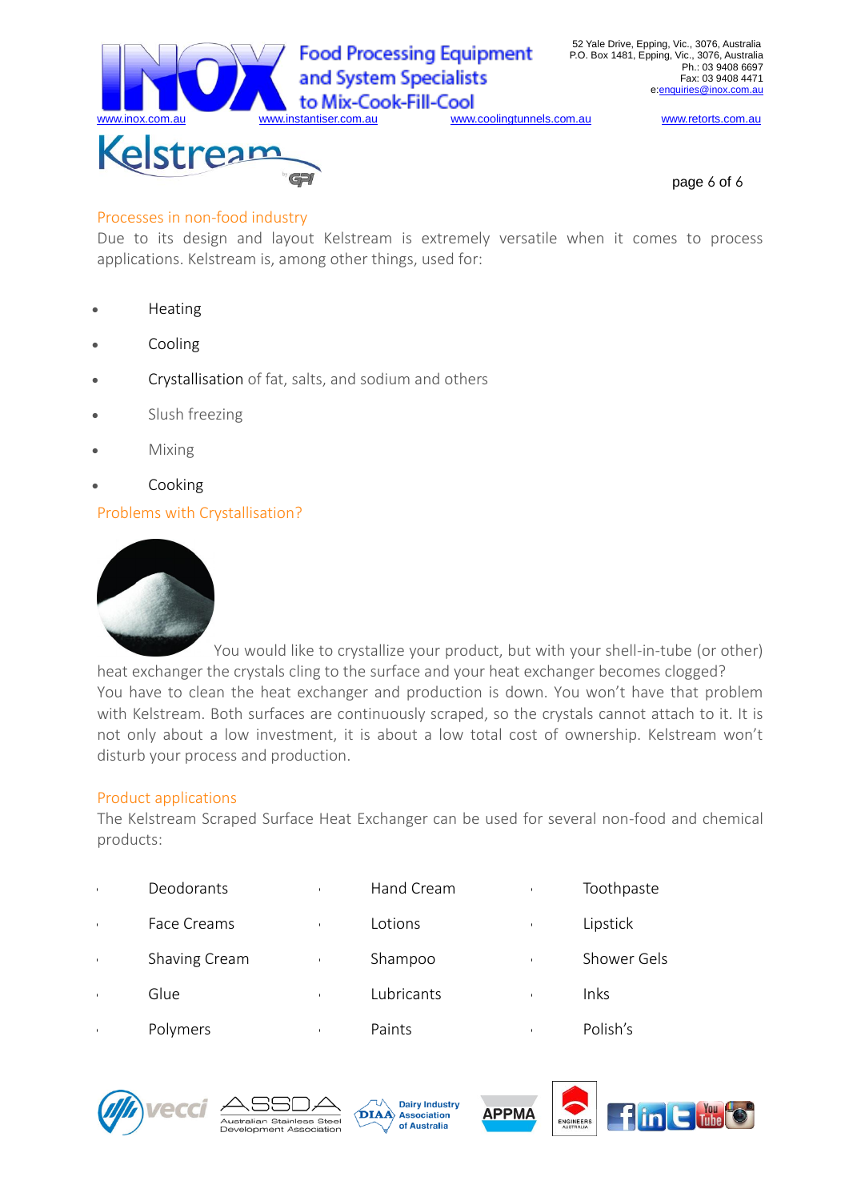## Processes in non-food industry

Due to its design and layout Kelstream is extremely versatile when it comes to process applications. Kelstream is, among other things, used for:

- Heating
- Cooling
- Crystallisation of fat, salts, and sodium and others
- Slush freezing
- Mixing
- Cooking

## Problems with Crystallisation?

You would like to crystallize your product, but with your shell-in-tube (or other) heat exchanger the crystals cling to the surface and your heat exchanger becomes clogged? You have to clean the heat exchanger and production is down. You won't have that problem with Kelstream. Both surfaces are continuously scraped, so the crystals cannot attach to it. It is not only about a low investment, it is about a low total cost of ownership. Kelstream won't disturb your process and production.

## Product applications

The Kelstream Scraped Surface Heat Exchanger can be used for several non-food and chemical products:

| | | |
|---|---|---|
| Deodorants | Hand Cream | Toothpaste |
| Face Creams | Lotions | Lipstick |
| Shaving Cream | Shampoo | Shower Gels |
| Glue | Lubricants | Inks |
| Polymers | Paints | Polish's |